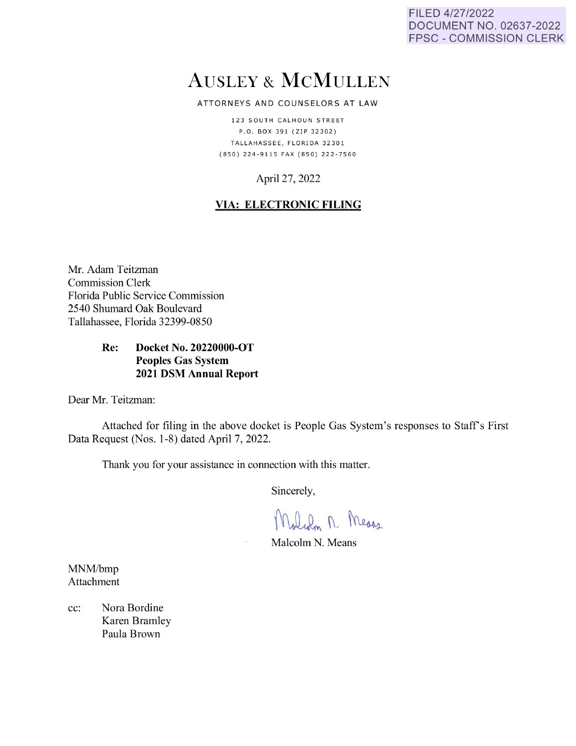FILED 4/27/2022
DOCUMENT NO. 02637-2022
FPSC - COMMISSION CLERK

# AUSLEY & MCMULLEN

ATTORNEYS AND COUNSELORS AT LAW

123 SOUTH CALHOUN STREET
P.O. BOX 391 (ZIP 32302)
TALLAHASSEE, FLORIDA 32301
(850) 224-9115 FAX (850) 222-7560

April 27, 2022

**VIA: ELECTRONIC FILING**

Mr. Adam Teitzman
Commission Clerk
Florida Public Service Commission
2540 Shumard Oak Boulevard
Tallahassee, Florida 32399-0850

**Re: Docket No. 20220000-OT**
**Peoples Gas System**
**2021 DSM Annual Report**

Dear Mr. Teitzman:

Attached for filing in the above docket is People Gas System's responses to Staff's First Data Request (Nos. 1-8) dated April 7, 2022.

Thank you for your assistance in connection with this matter.

Sincerely,

Malcolm N. Means

MNM/bmp
Attachment

cc: Nora Bordine
Karen Bramley
Paula Brown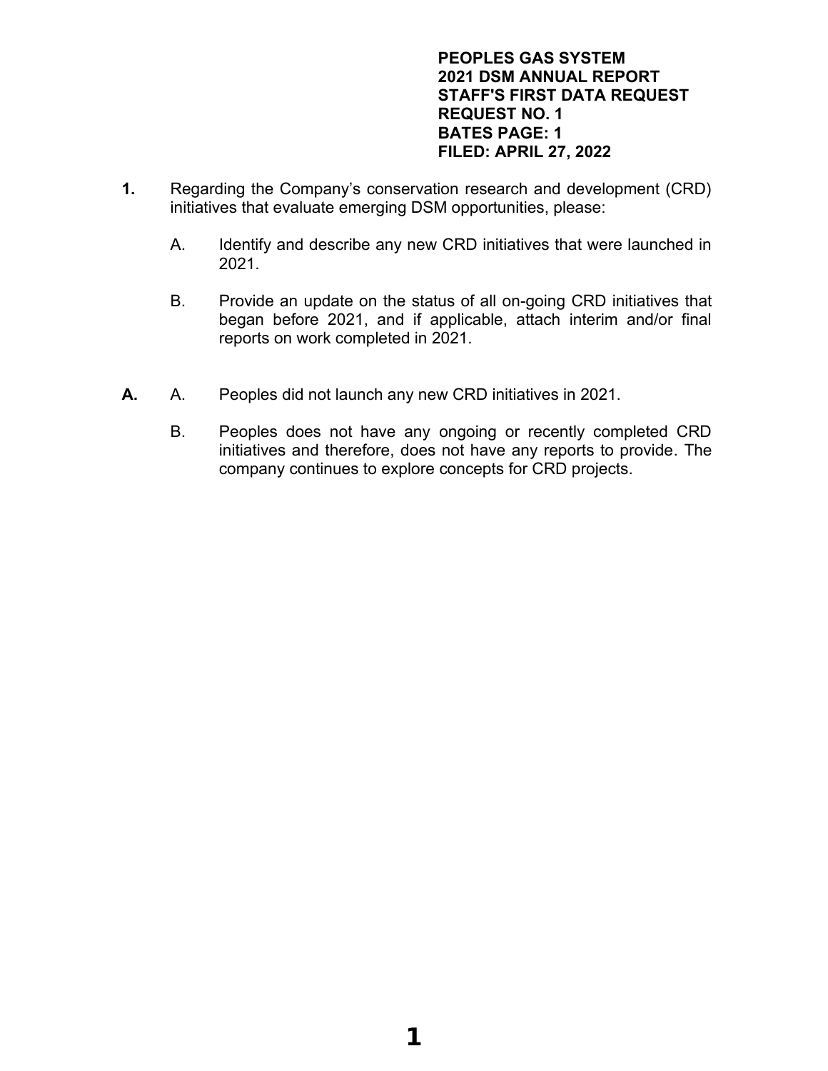**PEOPLES GAS SYSTEM**
**2021 DSM ANNUAL REPORT**
**STAFF'S FIRST DATA REQUEST**
**REQUEST NO. 1**
**BATES PAGE: 1**
**FILED: APRIL 27, 2022**

**1.** Regarding the Company's conservation research and development (CRD) initiatives that evaluate emerging DSM opportunities, please:

A. Identify and describe any new CRD initiatives that were launched in 2021.

B. Provide an update on the status of all on-going CRD initiatives that began before 2021, and if applicable, attach interim and/or final reports on work completed in 2021.

**A.** A. Peoples did not launch any new CRD initiatives in 2021.

B. Peoples does not have any ongoing or recently completed CRD initiatives and therefore, does not have any reports to provide. The company continues to explore concepts for CRD projects.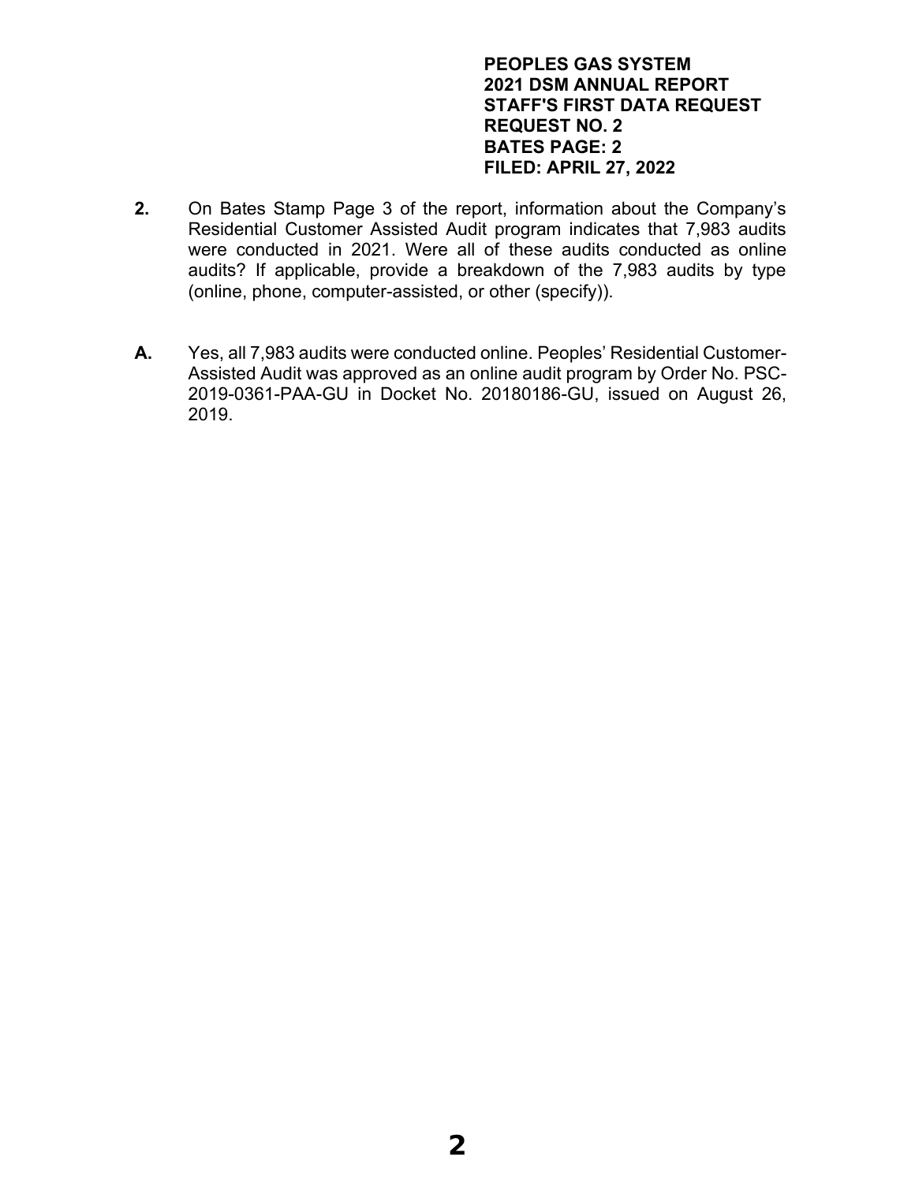**PEOPLES GAS SYSTEM**
**2021 DSM ANNUAL REPORT**
**STAFF'S FIRST DATA REQUEST**
**REQUEST NO. 2**
**BATES PAGE: 2**
**FILED: APRIL 27, 2022**

**2.** On Bates Stamp Page 3 of the report, information about the Company's Residential Customer Assisted Audit program indicates that 7,983 audits were conducted in 2021. Were all of these audits conducted as online audits? If applicable, provide a breakdown of the 7,983 audits by type (online, phone, computer-assisted, or other (specify)).

**A.** Yes, all 7,983 audits were conducted online. Peoples' Residential Customer-Assisted Audit was approved as an online audit program by Order No. PSC-2019-0361-PAA-GU in Docket No. 20180186-GU, issued on August 26, 2019.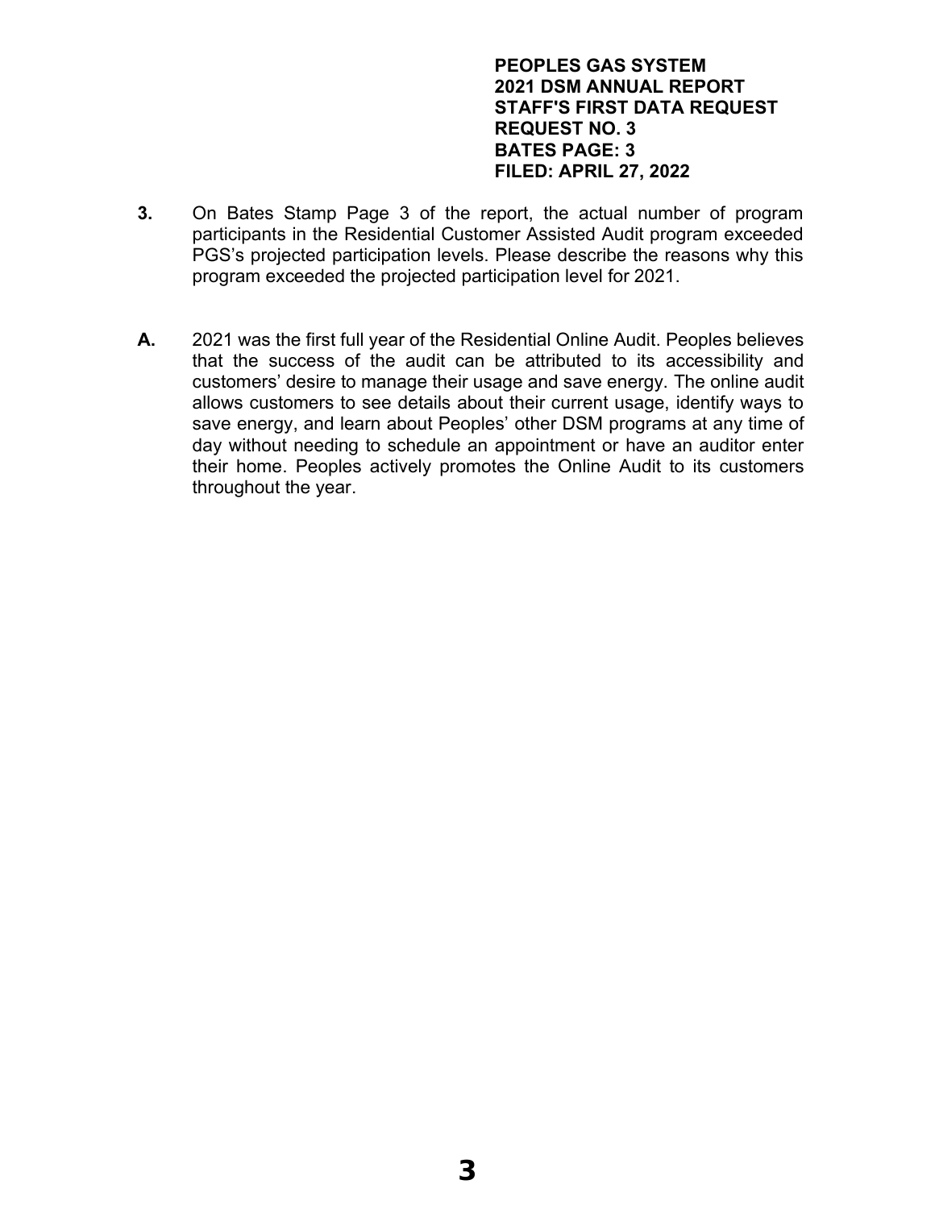**PEOPLES GAS SYSTEM**
**2021 DSM ANNUAL REPORT**
**STAFF'S FIRST DATA REQUEST**
**REQUEST NO. 3**
**BATES PAGE: 3**
**FILED: APRIL 27, 2022**

**3.** On Bates Stamp Page 3 of the report, the actual number of program participants in the Residential Customer Assisted Audit program exceeded PGS's projected participation levels. Please describe the reasons why this program exceeded the projected participation level for 2021.

**A.** 2021 was the first full year of the Residential Online Audit. Peoples believes that the success of the audit can be attributed to its accessibility and customers' desire to manage their usage and save energy. The online audit allows customers to see details about their current usage, identify ways to save energy, and learn about Peoples' other DSM programs at any time of day without needing to schedule an appointment or have an auditor enter their home. Peoples actively promotes the Online Audit to its customers throughout the year.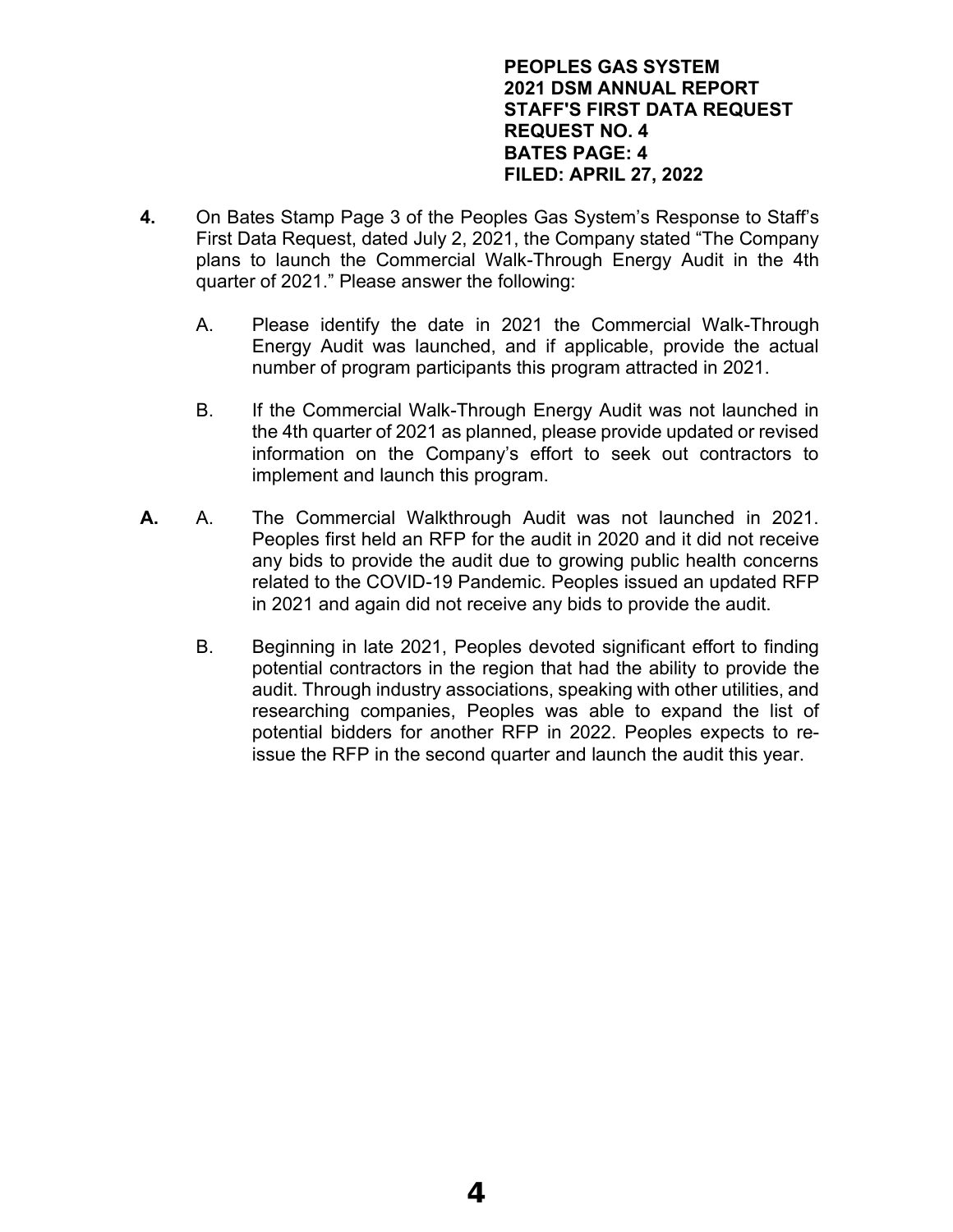**PEOPLES GAS SYSTEM**
**2021 DSM ANNUAL REPORT**
**STAFF'S FIRST DATA REQUEST**
**REQUEST NO. 4**
**BATES PAGE: 4**
**FILED: APRIL 27, 2022**

**4.** On Bates Stamp Page 3 of the Peoples Gas System's Response to Staff's First Data Request, dated July 2, 2021, the Company stated "The Company plans to launch the Commercial Walk-Through Energy Audit in the 4th quarter of 2021." Please answer the following:

A. Please identify the date in 2021 the Commercial Walk-Through Energy Audit was launched, and if applicable, provide the actual number of program participants this program attracted in 2021.

B. If the Commercial Walk-Through Energy Audit was not launched in the 4th quarter of 2021 as planned, please provide updated or revised information on the Company's effort to seek out contractors to implement and launch this program.

**A.** A. The Commercial Walkthrough Audit was not launched in 2021. Peoples first held an RFP for the audit in 2020 and it did not receive any bids to provide the audit due to growing public health concerns related to the COVID-19 Pandemic. Peoples issued an updated RFP in 2021 and again did not receive any bids to provide the audit.

B. Beginning in late 2021, Peoples devoted significant effort to finding potential contractors in the region that had the ability to provide the audit. Through industry associations, speaking with other utilities, and researching companies, Peoples was able to expand the list of potential bidders for another RFP in 2022. Peoples expects to re-issue the RFP in the second quarter and launch the audit this year.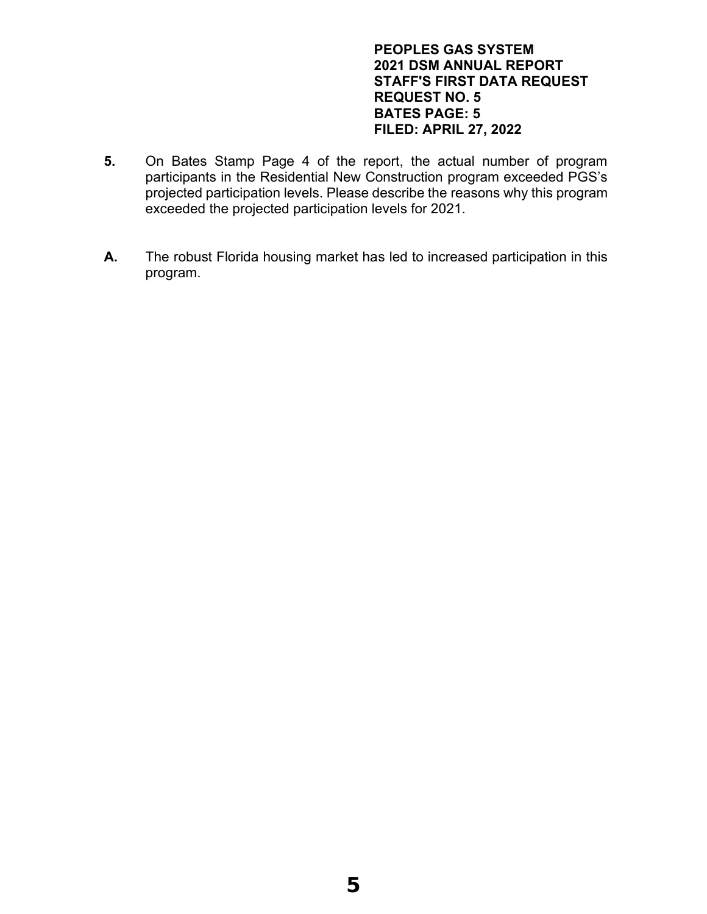**PEOPLES GAS SYSTEM**
**2021 DSM ANNUAL REPORT**
**STAFF'S FIRST DATA REQUEST**
**REQUEST NO. 5**
**BATES PAGE: 5**
**FILED: APRIL 27, 2022**

**5.** On Bates Stamp Page 4 of the report, the actual number of program participants in the Residential New Construction program exceeded PGS's projected participation levels. Please describe the reasons why this program exceeded the projected participation levels for 2021.

**A.** The robust Florida housing market has led to increased participation in this program.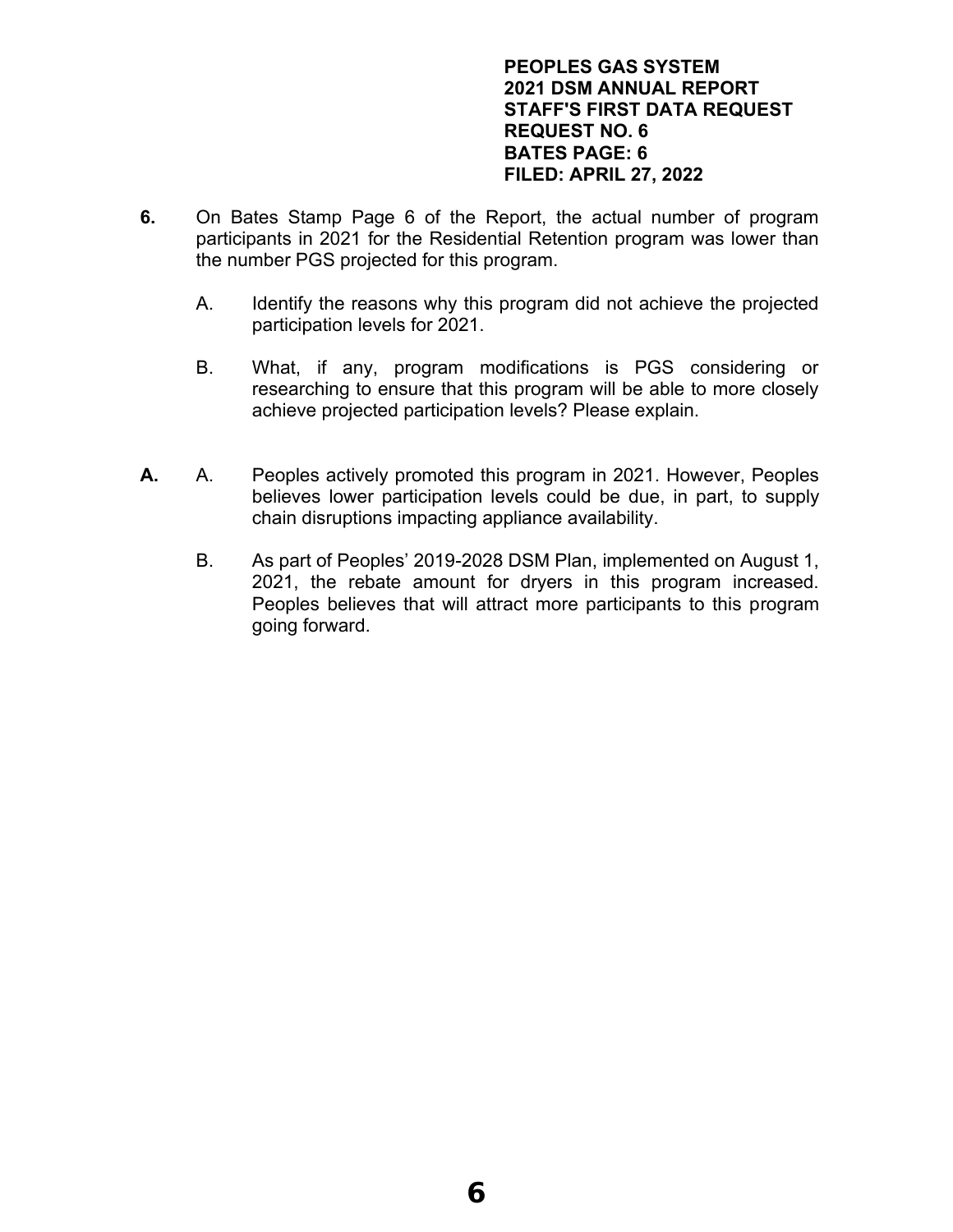**PEOPLES GAS SYSTEM**
**2021 DSM ANNUAL REPORT**
**STAFF'S FIRST DATA REQUEST**
**REQUEST NO. 6**
**BATES PAGE: 6**
**FILED: APRIL 27, 2022**

**6.** On Bates Stamp Page 6 of the Report, the actual number of program participants in 2021 for the Residential Retention program was lower than the number PGS projected for this program.

A. Identify the reasons why this program did not achieve the projected participation levels for 2021.

B. What, if any, program modifications is PGS considering or researching to ensure that this program will be able to more closely achieve projected participation levels? Please explain.

**A.** A. Peoples actively promoted this program in 2021. However, Peoples believes lower participation levels could be due, in part, to supply chain disruptions impacting appliance availability.

B. As part of Peoples' 2019-2028 DSM Plan, implemented on August 1, 2021, the rebate amount for dryers in this program increased. Peoples believes that will attract more participants to this program going forward.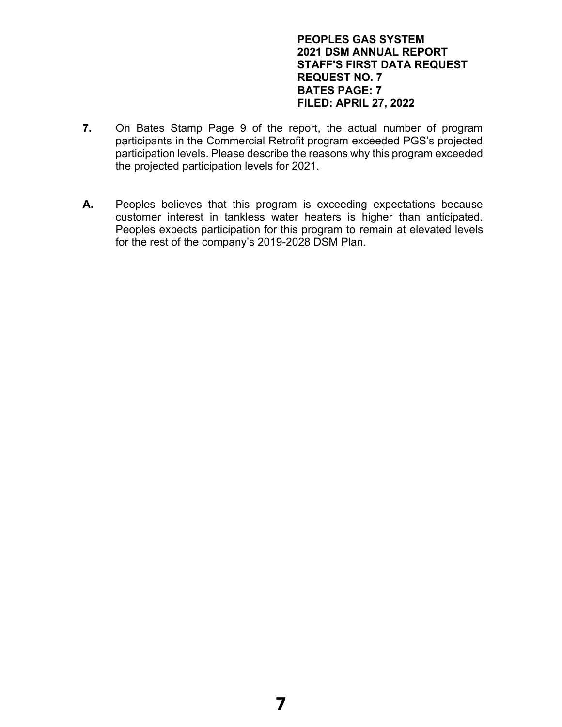**PEOPLES GAS SYSTEM**
**2021 DSM ANNUAL REPORT**
**STAFF'S FIRST DATA REQUEST**
**REQUEST NO. 7**
**BATES PAGE: 7**
**FILED: APRIL 27, 2022**

**7.** On Bates Stamp Page 9 of the report, the actual number of program participants in the Commercial Retrofit program exceeded PGS's projected participation levels. Please describe the reasons why this program exceeded the projected participation levels for 2021.

**A.** Peoples believes that this program is exceeding expectations because customer interest in tankless water heaters is higher than anticipated. Peoples expects participation for this program to remain at elevated levels for the rest of the company's 2019-2028 DSM Plan.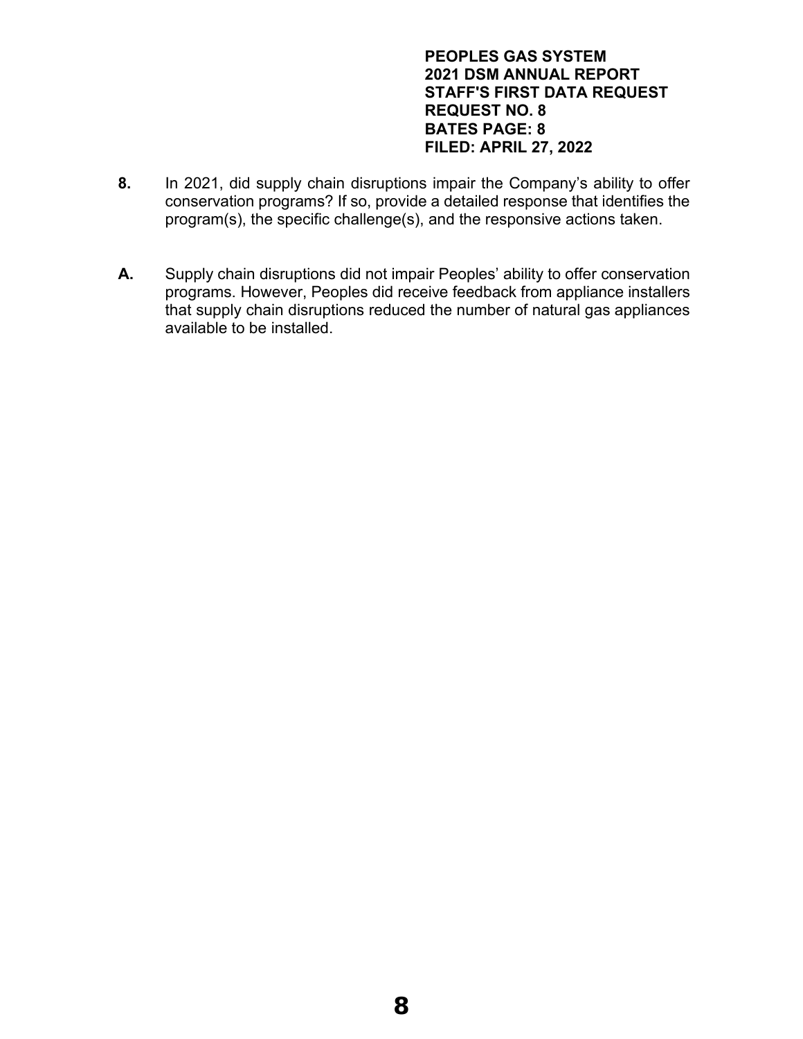**PEOPLES GAS SYSTEM**
**2021 DSM ANNUAL REPORT**
**STAFF'S FIRST DATA REQUEST**
**REQUEST NO. 8**
**BATES PAGE: 8**
**FILED: APRIL 27, 2022**

**8.** In 2021, did supply chain disruptions impair the Company's ability to offer conservation programs? If so, provide a detailed response that identifies the program(s), the specific challenge(s), and the responsive actions taken.

**A.** Supply chain disruptions did not impair Peoples' ability to offer conservation programs. However, Peoples did receive feedback from appliance installers that supply chain disruptions reduced the number of natural gas appliances available to be installed.